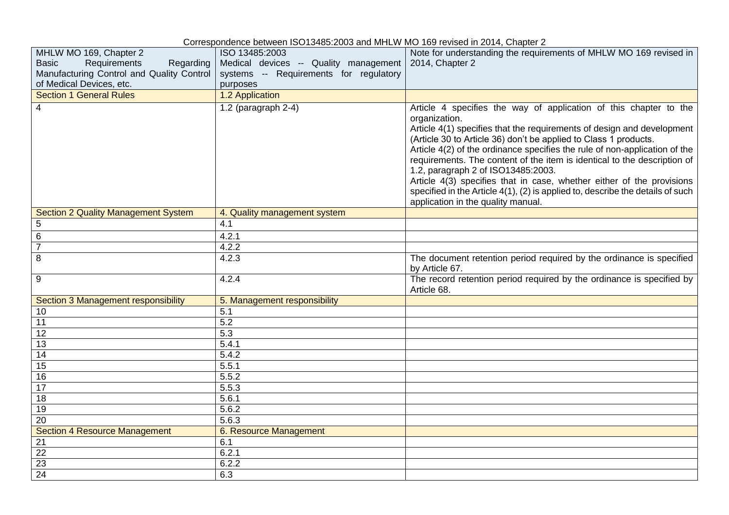Correspondence between ISO13485:2003 and MHLW MO 169 revised in 2014, Chapter 2

| MHLW MO 169, Chapter 2 Basic Requirements Regarding Manufacturing Control and Quality Control of Medical Devices, etc. | ISO 13485:2003 Medical devices -- Quality management systems -- Requirements for regulatory purposes | Note for understanding the requirements of MHLW MO 169 revised in 2014, Chapter 2 |
|---|---|---|
| Section 1 General Rules | 1.2 Application | |
| 4 | 1.2 (paragraph 2-4) | Article 4 specifies the way of application of this chapter to the organization.<br>Article 4(1) specifies that the requirements of design and development (Article 30 to Article 36) don't be applied to Class 1 products.<br>Article 4(2) of the ordinance specifies the rule of non-application of the requirements. The content of the item is identical to the description of 1.2, paragraph 2 of ISO13485:2003.<br>Article 4(3) specifies that in case, whether either of the provisions specified in the Article 4(1), (2) is applied to, describe the details of such application in the quality manual. |
| Section 2 Quality Management System | 4. Quality management system | |
| 5 | 4.1 | |
| 6 | 4.2.1 | |
| 7 | 4.2.2 | |
| 8 | 4.2.3 | The document retention period required by the ordinance is specified by Article 67. |
| 9 | 4.2.4 | The record retention period required by the ordinance is specified by Article 68. |
| Section 3 Management responsibility | 5. Management responsibility | |
| 10 | 5.1 | |
| 11 | 5.2 | |
| 12 | 5.3 | |
| 13 | 5.4.1 | |
| 14 | 5.4.2 | |
| 15 | 5.5.1 | |
| 16 | 5.5.2 | |
| 17 | 5.5.3 | |
| 18 | 5.6.1 | |
| 19 | 5.6.2 | |
| 20 | 5.6.3 | |
| Section 4 Resource Management | 6. Resource Management | |
| 21 | 6.1 | |
| 22 | 6.2.1 | |
| 23 | 6.2.2 | |
| 24 | 6.3 | |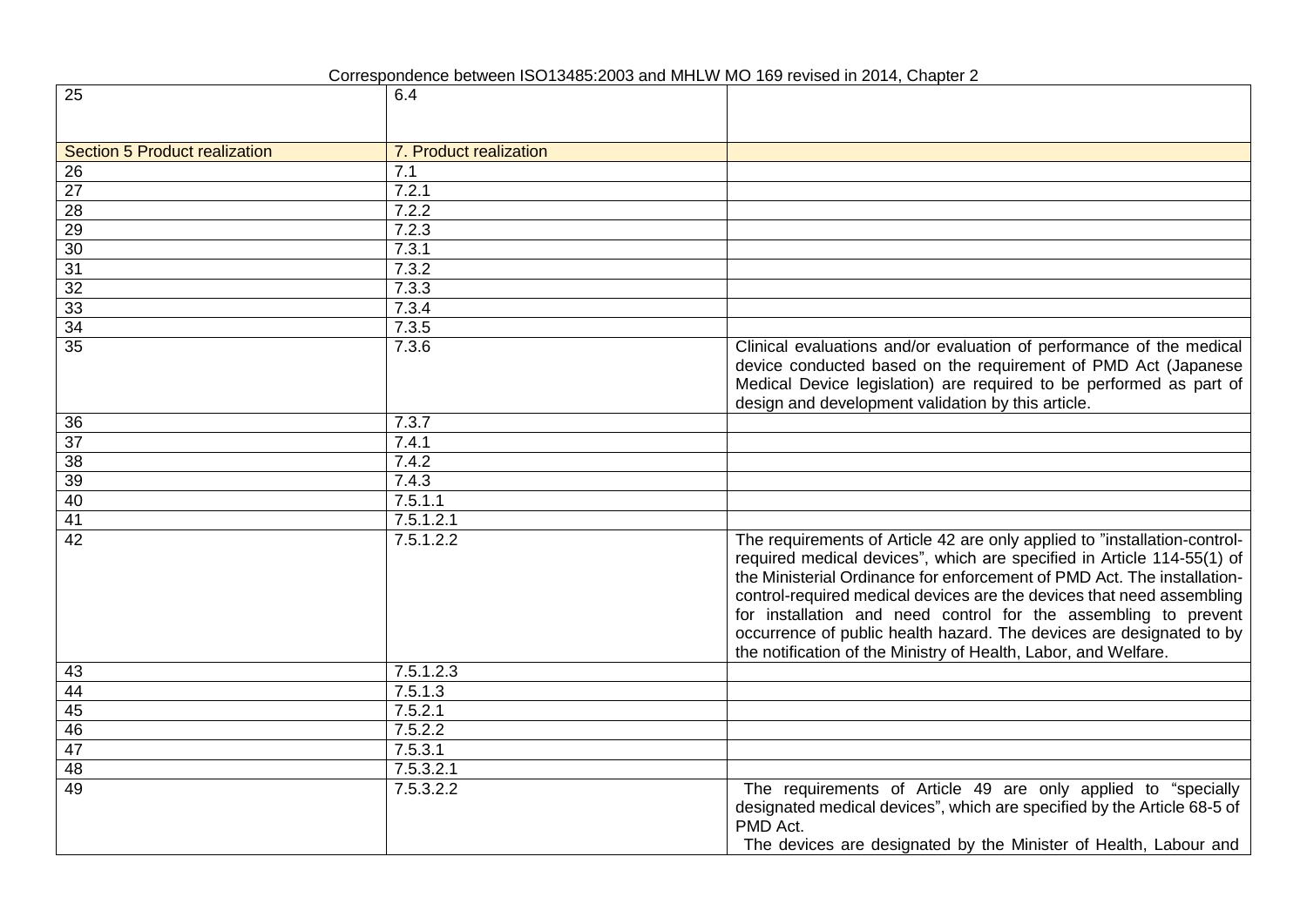Correspondence between ISO13485:2003 and MHLW MO 169 revised in 2014, Chapter 2

| | | |
|---|---|---|
| 25 | 6.4 | |
| Section 5 Product realization | 7. Product realization | |
| 26 | 7.1 | |
| 27 | 7.2.1 | |
| 28 | 7.2.2 | |
| 29 | 7.2.3 | |
| 30 | 7.3.1 | |
| 31 | 7.3.2 | |
| 32 | 7.3.3 | |
| 33 | 7.3.4 | |
| 34 | 7.3.5 | |
| 35 | 7.3.6 | Clinical evaluations and/or evaluation of performance of the medical device conducted based on the requirement of PMD Act (Japanese Medical Device legislation) are required to be performed as part of design and development validation by this article. |
| 36 | 7.3.7 | |
| 37 | 7.4.1 | |
| 38 | 7.4.2 | |
| 39 | 7.4.3 | |
| 40 | 7.5.1.1 | |
| 41 | 7.5.1.2.1 | |
| 42 | 7.5.1.2.2 | The requirements of Article 42 are only applied to "installation-control-required medical devices", which are specified in Article 114-55(1) of the Ministerial Ordinance for enforcement of PMD Act. The installation-control-required medical devices are the devices that need assembling for installation and need control for the assembling to prevent occurrence of public health hazard. The devices are designated to by the notification of the Ministry of Health, Labor, and Welfare. |
| 43 | 7.5.1.2.3 | |
| 44 | 7.5.1.3 | |
| 45 | 7.5.2.1 | |
| 46 | 7.5.2.2 | |
| 47 | 7.5.3.1 | |
| 48 | 7.5.3.2.1 | |
| 49 | 7.5.3.2.2 | The requirements of Article 49 are only applied to "specially designated medical devices", which are specified by the Article 68-5 of PMD Act. The devices are designated by the Minister of Health, Labour and |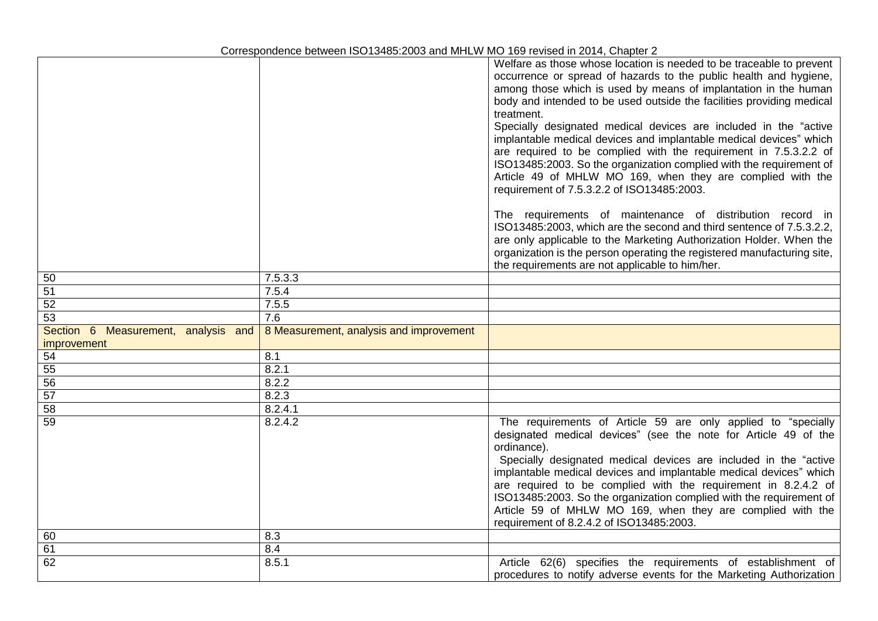Correspondence between ISO13485:2003 and MHLW MO 169 revised in 2014, Chapter 2

| | | |
|---|---|---|
| | | Welfare as those whose location is needed to be traceable to prevent occurrence or spread of hazards to the public health and hygiene, among those which is used by means of implantation in the human body and intended to be used outside the facilities providing medical treatment.<br>Specially designated medical devices are included in the "active implantable medical devices and implantable medical devices" which are required to be complied with the requirement in 7.5.3.2.2 of ISO13485:2003. So the organization complied with the requirement of Article 49 of MHLW MO 169, when they are complied with the requirement of 7.5.3.2.2 of ISO13485:2003.<br><br>The requirements of maintenance of distribution record in ISO13485:2003, which are the second and third sentence of 7.5.3.2.2, are only applicable to the Marketing Authorization Holder. When the organization is the person operating the registered manufacturing site, the requirements are not applicable to him/her. |
| 50 | 7.5.3.3 | |
| 51 | 7.5.4 | |
| 52 | 7.5.5 | |
| 53 | 7.6 | |
| Section 6 Measurement, analysis and improvement | 8 Measurement, analysis and improvement | |
| 54 | 8.1 | |
| 55 | 8.2.1 | |
| 56 | 8.2.2 | |
| 57 | 8.2.3 | |
| 58 | 8.2.4.1 | |
| 59 | 8.2.4.2 | The requirements of Article 59 are only applied to "specially designated medical devices" (see the note for Article 49 of the ordinance).<br>Specially designated medical devices are included in the "active implantable medical devices and implantable medical devices" which are required to be complied with the requirement in 8.2.4.2 of ISO13485:2003. So the organization complied with the requirement of Article 59 of MHLW MO 169, when they are complied with the requirement of 8.2.4.2 of ISO13485:2003. |
| 60 | 8.3 | |
| 61 | 8.4 | |
| 62 | 8.5.1 | Article 62(6) specifies the requirements of establishment of procedures to notify adverse events for the Marketing Authorization |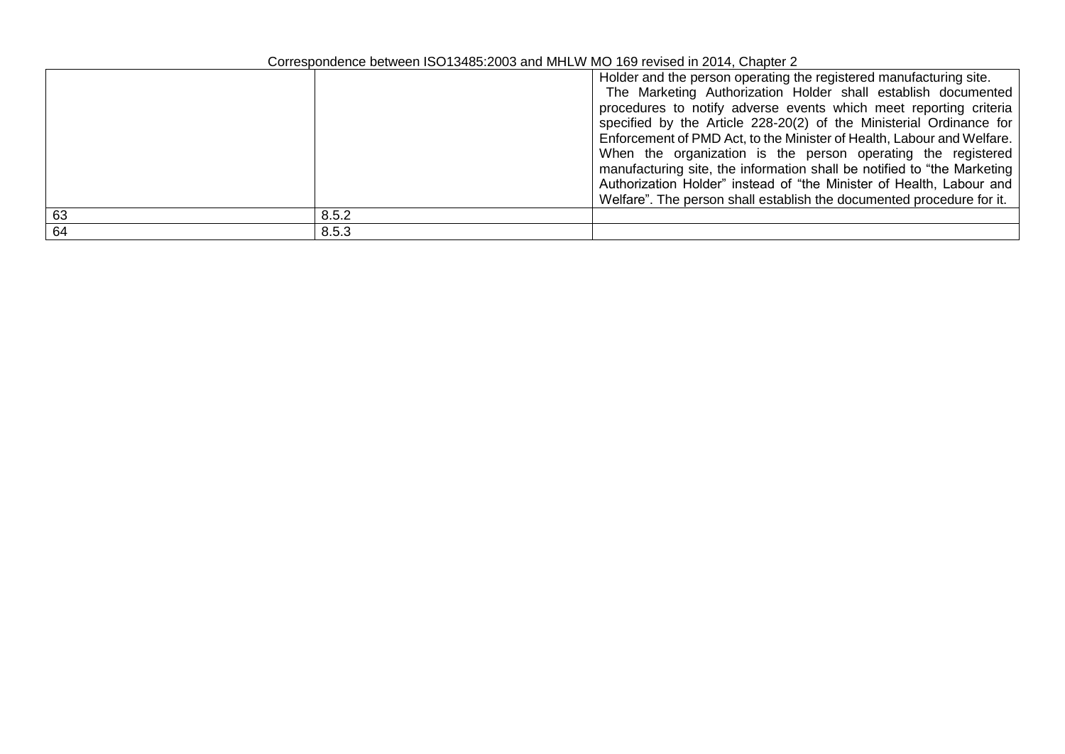Correspondence between ISO13485:2003 and MHLW MO 169 revised in 2014, Chapter 2

| | | |
|---|---|---|
| | | Holder and the person operating the registered manufacturing site. The Marketing Authorization Holder shall establish documented procedures to notify adverse events which meet reporting criteria specified by the Article 228-20(2) of the Ministerial Ordinance for Enforcement of PMD Act, to the Minister of Health, Labour and Welfare. When the organization is the person operating the registered manufacturing site, the information shall be notified to "the Marketing Authorization Holder" instead of "the Minister of Health, Labour and Welfare". The person shall establish the documented procedure for it. |
| 63 | 8.5.2 | |
| 64 | 8.5.3 | |